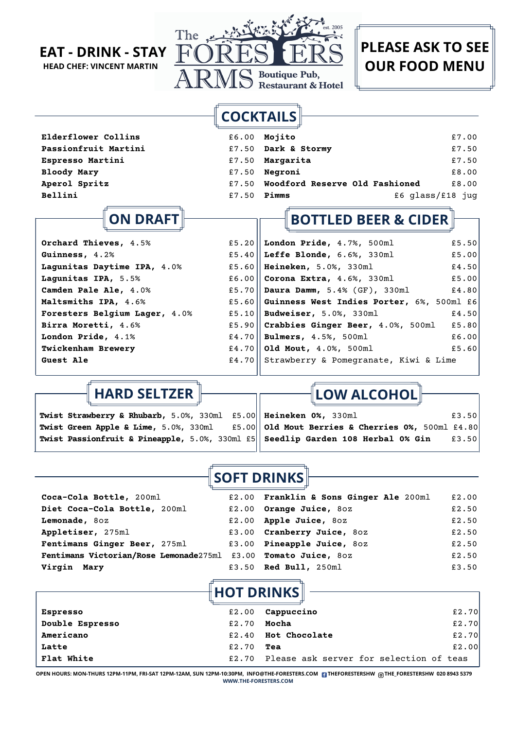EAT - DRINK - STAY

HEAD CHEF: VINCENT MARTIN

The FORESTERS ARMS est. 2005 Boutique Pub, Restaurant & Hotel

**PLEASE ASK TO SEE OUR FOOD MENU**

## COCKTAILS

| Item | Price |
|---|---|
| **Elderflower Collins** | £6.00 |
| **Passionfruit Martini** | £7.50 |
| **Espresso Martini** | £7.50 |
| **Bloody Mary** | £7.50 |
| **Aperol Spritz** | £7.50 |
| **Bellini** | £7.50 |
| **Mojito** | £7.00 |
| **Dark & Stormy** | £7.50 |
| **Margarita** | £7.50 |
| **Negroni** | £8.00 |
| **Woodford Reserve Old Fashioned** | £8.00 |
| **Pimms** | £6 glass/£18 jug |

## ON DRAFT

| Item | Price |
|---|---|
| **Orchard Thieves**, 4.5% | £5.20 |
| **Guinness**, 4.2% | £5.40 |
| **Lagunitas Daytime IPA**, 4.0% | £5.60 |
| **Lagunitas IPA**, 5.5% | £6.00 |
| **Camden Pale Ale**, 4.0% | £5.70 |
| **Maltsmiths IPA**, 4.6% | £5.60 |
| **Foresters Belgium Lager**, 4.0% | £5.10 |
| **Birra Moretti**, 4.6% | £5.90 |
| **London Pride**, 4.1% | £4.70 |
| **Twickenham Brewery** | £4.70 |
| **Guest Ale** | £4.70 |

## BOTTLED BEER & CIDER

| Item | Price |
|---|---|
| **London Pride**, 4.7%, 500ml | £5.50 |
| **Leffe Blonde**, 6.6%, 330ml | £5.00 |
| **Heineken**, 5.0%, 330ml | £4.50 |
| **Corona Extra**, 4.6%, 330ml | £5.00 |
| **Daura Damm**, 5.4% (GF), 330ml | £4.80 |
| **Guinness West Indies Porter**, 6%, 500ml | £6 |
| **Budweiser**, 5.0%, 330ml | £4.50 |
| **Crabbies Ginger Beer**, 4.0%, 500ml | £5.80 |
| **Bulmers**, 4.5%, 500ml | £6.00 |
| **Old Mout**, 4.0%, 500ml | £5.60 |

Strawberry & Pomegranate, Kiwi & Lime

## HARD SELTZER

| Item | Price |
|---|---|
| **Twist Strawberry & Rhubarb**, 5.0%, 330ml | £5.00 |
| **Twist Green Apple & Lime**, 5.0%, 330ml | £5.00 |
| **Twist Passionfruit & Pineapple**, 5.0%, 330ml | £5 |

## LOW ALCOHOL

| Item | Price |
|---|---|
| **Heineken 0%**, 330ml | £3.50 |
| **Old Mout Berries & Cherries 0%**, 500ml | £4.80 |
| **Seedlip Garden 108 Herbal 0% Gin** | £3.50 |

## SOFT DRINKS

| Item | Price |
|---|---|
| **Coca-Cola Bottle**, 200ml | £2.00 |
| **Diet Coca-Cola Bottle**, 200ml | £2.00 |
| **Lemonade**, 8oz | £2.00 |
| **Appletiser**, 275ml | £3.00 |
| **Fentimans Ginger Beer**, 275ml | £3.00 |
| **Fentimans Victorian/Rose Lemonade** 275ml | £3.00 |
| **Virgin Mary** | £3.50 |
| **Franklin & Sons Ginger Ale** 200ml | £2.00 |
| **Orange Juice**, 8oz | £2.50 |
| **Apple Juice**, 8oz | £2.50 |
| **Cranberry Juice**, 8oz | £2.50 |
| **Pineapple Juice**, 8oz | £2.50 |
| **Tomato Juice**, 8oz | £2.50 |
| **Red Bull**, 250ml | £3.50 |

## HOT DRINKS

| Item | Price |
|---|---|
| **Espresso** | £2.00 |
| **Double Espresso** | £2.70 |
| **Americano** | £2.40 |
| **Latte** | £2.70 |
| **Flat White** | £2.70 |
| **Cappuccino** | £2.70 |
| **Mocha** | £2.70 |
| **Hot Chocolate** | £2.70 |
| **Tea** | £2.00 |

Please ask server for selection of teas

OPEN HOURS: MON-THURS 12PM-11PM, FRI-SAT 12PM-12AM, SUN 12PM-10:30PM, INFO@THE-FORESTERS.COM THEFORESTERSHW THE_FORESTERSHW 020 8943 5379
WWW.THE-FORESTERS.COM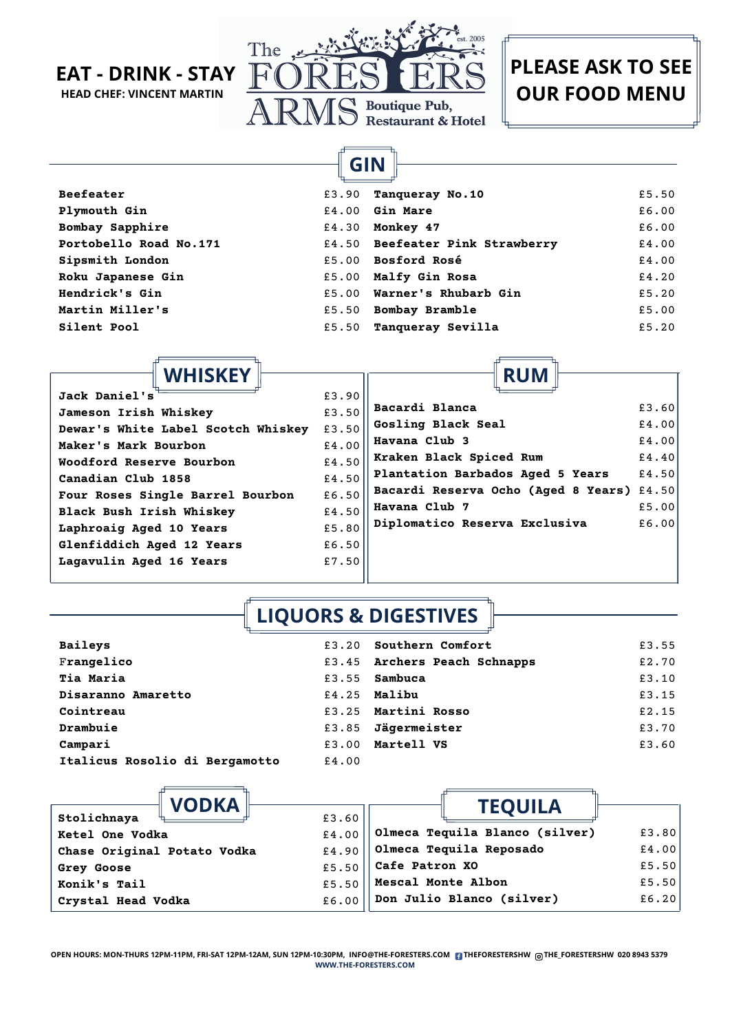**EAT - DRINK - STAY**

**HEAD CHEF: VINCENT MARTIN**

The FORESTERS ARMS est. 2005 Boutique Pub, Restaurant & Hotel

**PLEASE ASK TO SEE OUR FOOD MENU**

## GIN

| | |
|---|---|
| Beefeater | £3.90 |
| Plymouth Gin | £4.00 |
| Bombay Sapphire | £4.30 |
| Portobello Road No.171 | £4.50 |
| Sipsmith London | £5.00 |
| Roku Japanese Gin | £5.00 |
| Hendrick's Gin | £5.00 |
| Martin Miller's | £5.50 |
| Silent Pool | £5.50 |
| Tanqueray No.10 | £5.50 |
| Gin Mare | £6.00 |
| Monkey 47 | £6.00 |
| Beefeater Pink Strawberry | £4.00 |
| Bosford Rosé | £4.00 |
| Malfy Gin Rosa | £4.20 |
| Warner's Rhubarb Gin | £5.20 |
| Bombay Bramble | £5.00 |
| Tanqueray Sevilla | £5.20 |

## WHISKEY

| | |
|---|---|
| Jack Daniel's | £3.90 |
| Jameson Irish Whiskey | £3.50 |
| Dewar's White Label Scotch Whiskey | £3.50 |
| Maker's Mark Bourbon | £4.00 |
| Woodford Reserve Bourbon | £4.50 |
| Canadian Club 1858 | £4.50 |
| Four Roses Single Barrel Bourbon | £6.50 |
| Black Bush Irish Whiskey | £4.50 |
| Laphroaig Aged 10 Years | £5.80 |
| Glenfiddich Aged 12 Years | £6.50 |
| Lagavulin Aged 16 Years | £7.50 |

## RUM

| | |
|---|---|
| Bacardi Blanca | £3.60 |
| Gosling Black Seal | £4.00 |
| Havana Club 3 | £4.00 |
| Kraken Black Spiced Rum | £4.40 |
| Plantation Barbados Aged 5 Years | £4.50 |
| Bacardi Reserva Ocho (Aged 8 Years) | £4.50 |
| Havana Club 7 | £5.00 |
| Diplomatico Reserva Exclusiva | £6.00 |

## LIQUORS & DIGESTIVES

| | |
|---|---|
| Baileys | £3.20 |
| Frangelico | £3.45 |
| Tia Maria | £3.55 |
| Disaranno Amaretto | £4.25 |
| Cointreau | £3.25 |
| Drambuie | £3.85 |
| Campari | £3.00 |
| Italicus Rosolio di Bergamotto | £4.00 |
| Southern Comfort | £3.55 |
| Archers Peach Schnapps | £2.70 |
| Sambuca | £3.10 |
| Malibu | £3.15 |
| Martini Rosso | £2.15 |
| Jägermeister | £3.70 |
| Martell VS | £3.60 |

## VODKA

| | |
|---|---|
| Stolichnaya | £3.60 |
| Ketel One Vodka | £4.00 |
| Chase Original Potato Vodka | £4.90 |
| Grey Goose | £5.50 |
| Konik's Tail | £5.50 |
| Crystal Head Vodka | £6.00 |

## TEQUILA

| | |
|---|---|
| Olmeca Tequila Blanco (silver) | £3.80 |
| Olmeca Tequila Reposado | £4.00 |
| Cafe Patron XO | £5.50 |
| Mescal Monte Albon | £5.50 |
| Don Julio Blanco (silver) | £6.20 |

OPEN HOURS: MON-THURS 12PM-11PM, FRI-SAT 12PM-12AM, SUN 12PM-10:30PM, INFO@THE-FORESTERS.COM THEFORESTERSHW THE_FORESTERSHW 020 8943 5379
WWW.THE-FORESTERS.COM